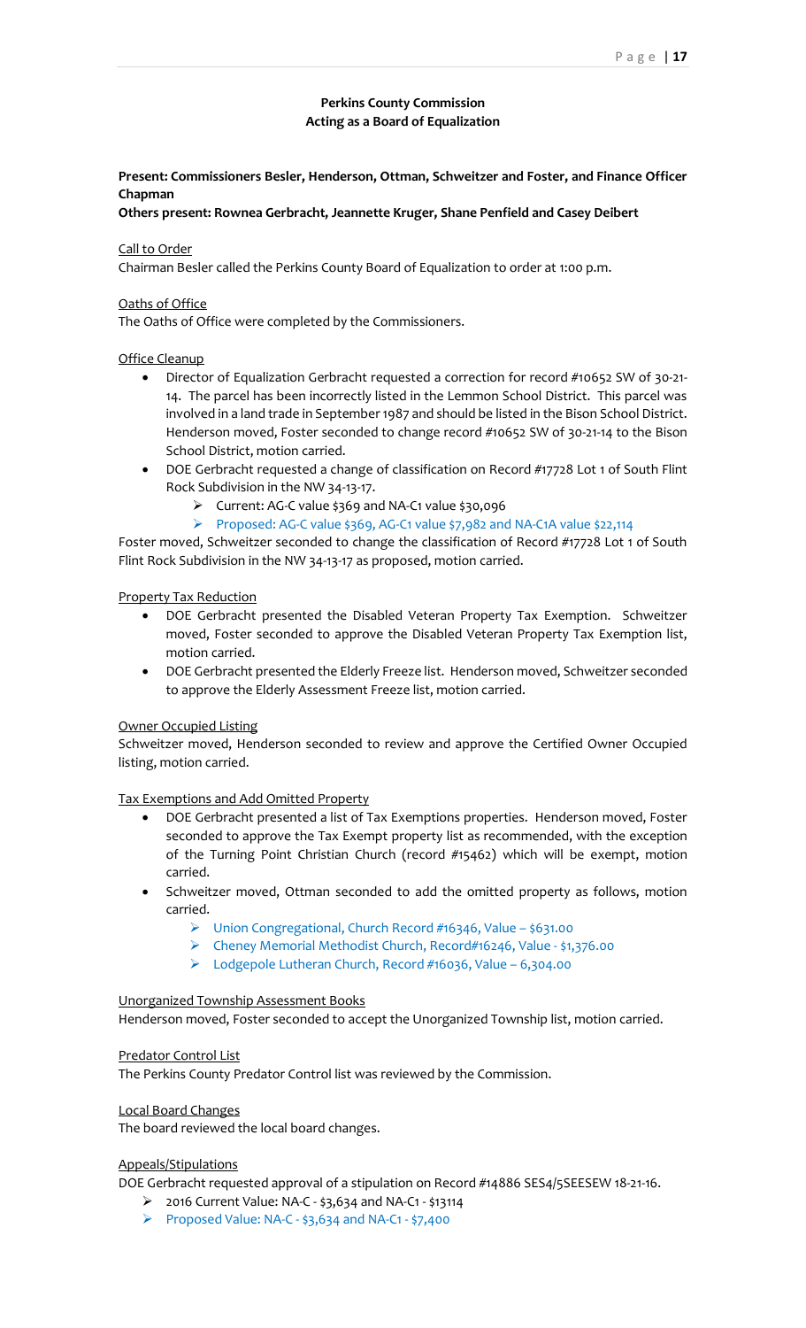**Perkins County Commission**
**Acting as a Board of Equalization**

**Present: Commissioners Besler, Henderson, Ottman, Schweitzer and Foster, and Finance Officer Chapman**

**Others present: Rownea Gerbracht, Jeannette Kruger, Shane Penfield and Casey Deibert**

Call to Order

Chairman Besler called the Perkins County Board of Equalization to order at 1:00 p.m.

Oaths of Office

The Oaths of Office were completed by the Commissioners.

Office Cleanup

- Director of Equalization Gerbracht requested a correction for record #10652 SW of 30-21-14. The parcel has been incorrectly listed in the Lemmon School District. This parcel was involved in a land trade in September 1987 and should be listed in the Bison School District. Henderson moved, Foster seconded to change record #10652 SW of 30-21-14 to the Bison School District, motion carried.
- DOE Gerbracht requested a change of classification on Record #17728 Lot 1 of South Flint Rock Subdivision in the NW 34-13-17.
    - Current: AG-C value $369 and NA-C1 value $30,096
    - Proposed: AG-C value $369, AG-C1 value $7,982 and NA-C1A value $22,114

Foster moved, Schweitzer seconded to change the classification of Record #17728 Lot 1 of South Flint Rock Subdivision in the NW 34-13-17 as proposed, motion carried.

Property Tax Reduction

- DOE Gerbracht presented the Disabled Veteran Property Tax Exemption. Schweitzer moved, Foster seconded to approve the Disabled Veteran Property Tax Exemption list, motion carried.
- DOE Gerbracht presented the Elderly Freeze list. Henderson moved, Schweitzer seconded to approve the Elderly Assessment Freeze list, motion carried.

Owner Occupied Listing

Schweitzer moved, Henderson seconded to review and approve the Certified Owner Occupied listing, motion carried.

Tax Exemptions and Add Omitted Property

- DOE Gerbracht presented a list of Tax Exemptions properties. Henderson moved, Foster seconded to approve the Tax Exempt property list as recommended, with the exception of the Turning Point Christian Church (record #15462) which will be exempt, motion carried.
- Schweitzer moved, Ottman seconded to add the omitted property as follows, motion carried.
    - Union Congregational, Church Record #16346, Value – $631.00
    - Cheney Memorial Methodist Church, Record#16246, Value - $1,376.00
    - Lodgepole Lutheran Church, Record #16036, Value – 6,304.00

Unorganized Township Assessment Books

Henderson moved, Foster seconded to accept the Unorganized Township list, motion carried.

Predator Control List

The Perkins County Predator Control list was reviewed by the Commission.

Local Board Changes

The board reviewed the local board changes.

Appeals/Stipulations

DOE Gerbracht requested approval of a stipulation on Record #14886 SES4/5SEESEW 18-21-16.

- 2016 Current Value: NA-C - $3,634 and NA-C1 - $13114
- Proposed Value: NA-C - $3,634 and NA-C1 - $7,400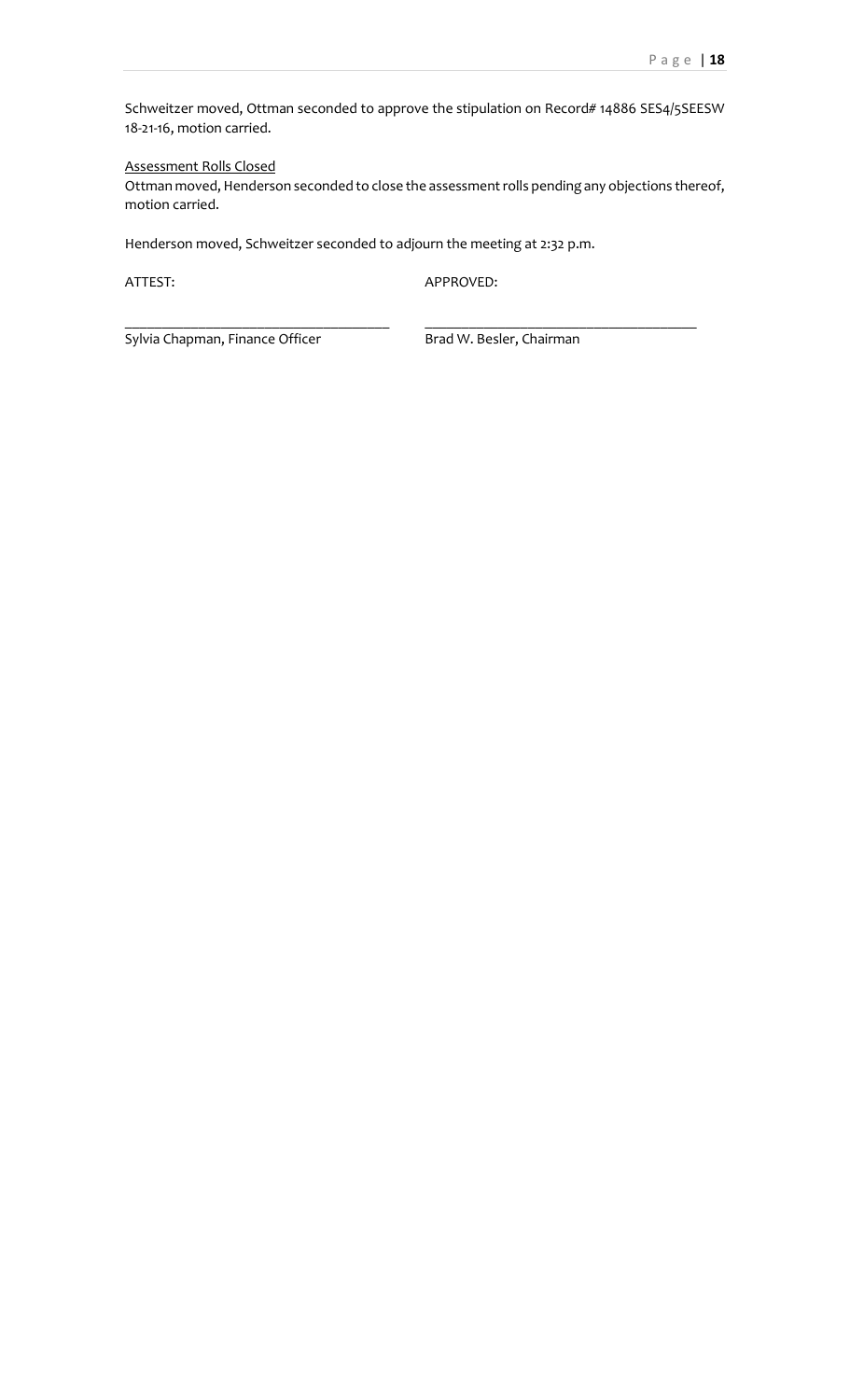Schweitzer moved, Ottman seconded to approve the stipulation on Record# 14886 SES4/5SEESW 18-21-16, motion carried.

Assessment Rolls Closed

Ottman moved, Henderson seconded to close the assessment rolls pending any objections thereof, motion carried.

Henderson moved, Schweitzer seconded to adjourn the meeting at 2:32 p.m.

| | |
|---|---|
| ATTEST: | APPROVED: |
| ___________________________________ | ___________________________________ |
| Sylvia Chapman, Finance Officer | Brad W. Besler, Chairman |